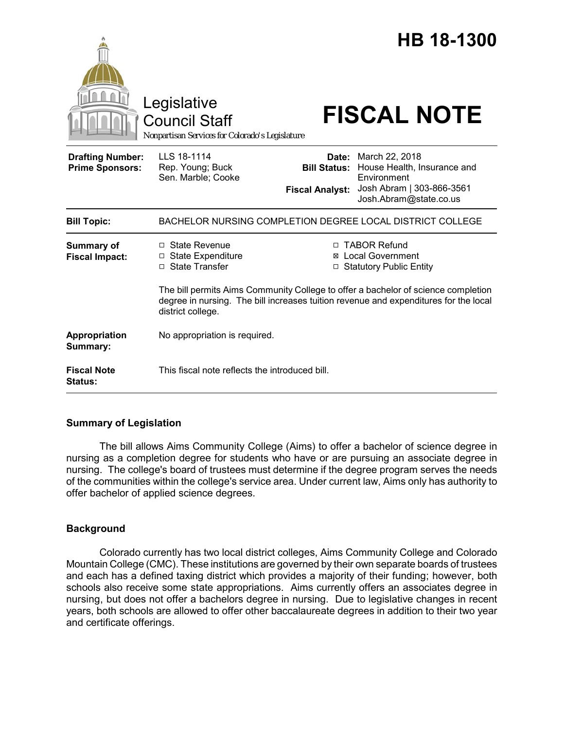# HB 18-1300

Legislative Council Staff

Nonpartisan Services for Colorado's Legislature

# FISCAL NOTE

| | | | |
|---|---|---|---|
| **Drafting Number:** | LLS 18-1114 | **Date:** | March 22, 2018 |
| **Prime Sponsors:** | Rep. Young; Buck<br>Sen. Marble; Cooke | **Bill Status:** | House Health, Insurance and Environment |
| | | **Fiscal Analyst:** | Josh Abram \| 303-866-3561<br>Josh.Abram@state.co.us |

| | |
|---|---|
| **Bill Topic:** | BACHELOR NURSING COMPLETION DEGREE LOCAL DISTRICT COLLEGE |
| **Summary of Fiscal Impact:** | ☐ State Revenue<br>☐ State Expenditure<br>☐ State Transfer<br>☐ TABOR Refund<br>☒ Local Government<br>☐ Statutory Public Entity<br><br>The bill permits Aims Community College to offer a bachelor of science completion degree in nursing. The bill increases tuition revenue and expenditures for the local district college. |
| **Appropriation Summary:** | No appropriation is required. |
| **Fiscal Note Status:** | This fiscal note reflects the introduced bill. |

## Summary of Legislation

The bill allows Aims Community College (Aims) to offer a bachelor of science degree in nursing as a completion degree for students who have or are pursuing an associate degree in nursing. The college's board of trustees must determine if the degree program serves the needs of the communities within the college's service area. Under current law, Aims only has authority to offer bachelor of applied science degrees.

## Background

Colorado currently has two local district colleges, Aims Community College and Colorado Mountain College (CMC). These institutions are governed by their own separate boards of trustees and each has a defined taxing district which provides a majority of their funding; however, both schools also receive some state appropriations. Aims currently offers an associates degree in nursing, but does not offer a bachelors degree in nursing. Due to legislative changes in recent years, both schools are allowed to offer other baccalaureate degrees in addition to their two year and certificate offerings.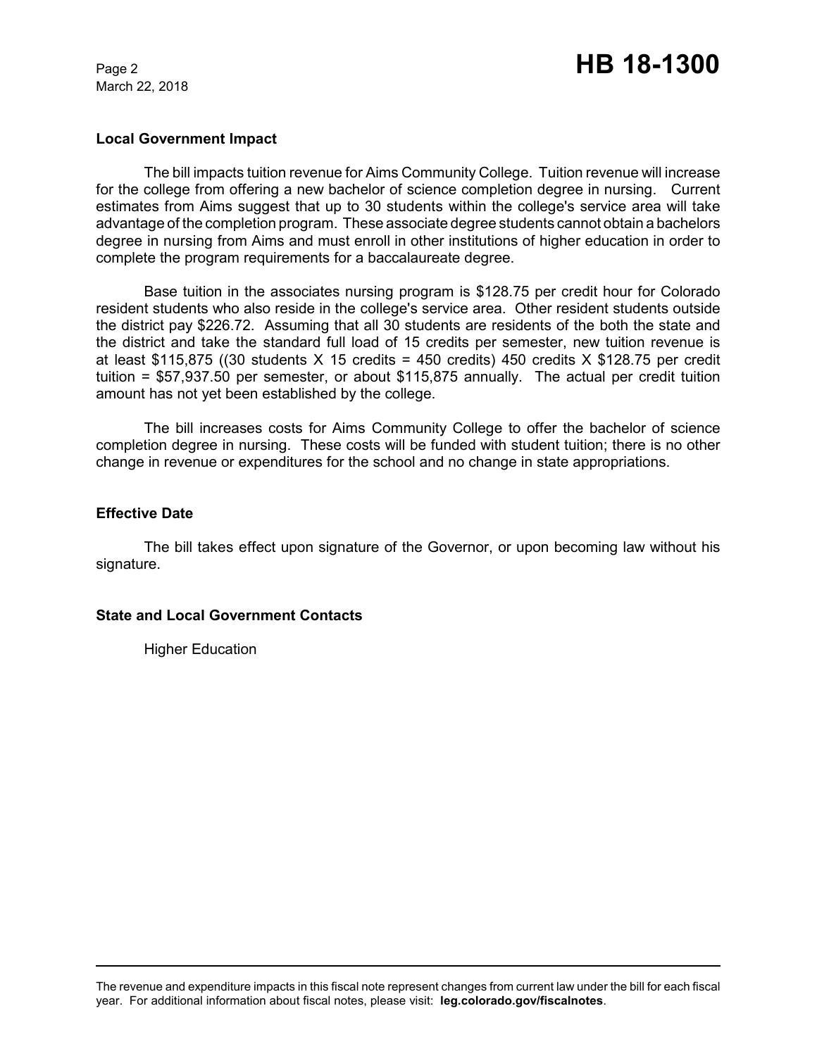**Local Government Impact**

The bill impacts tuition revenue for Aims Community College. Tuition revenue will increase for the college from offering a new bachelor of science completion degree in nursing. Current estimates from Aims suggest that up to 30 students within the college's service area will take advantage of the completion program. These associate degree students cannot obtain a bachelors degree in nursing from Aims and must enroll in other institutions of higher education in order to complete the program requirements for a baccalaureate degree.

Base tuition in the associates nursing program is $128.75 per credit hour for Colorado resident students who also reside in the college's service area. Other resident students outside the district pay $226.72. Assuming that all 30 students are residents of the both the state and the district and take the standard full load of 15 credits per semester, new tuition revenue is at least $115,875 ((30 students X 15 credits = 450 credits) 450 credits X $128.75 per credit tuition = $57,937.50 per semester, or about $115,875 annually. The actual per credit tuition amount has not yet been established by the college.

The bill increases costs for Aims Community College to offer the bachelor of science completion degree in nursing. These costs will be funded with student tuition; there is no other change in revenue or expenditures for the school and no change in state appropriations.

**Effective Date**

The bill takes effect upon signature of the Governor, or upon becoming law without his signature.

**State and Local Government Contacts**

Higher Education

The revenue and expenditure impacts in this fiscal note represent changes from current law under the bill for each fiscal year. For additional information about fiscal notes, please visit: **leg.colorado.gov/fiscalnotes**.